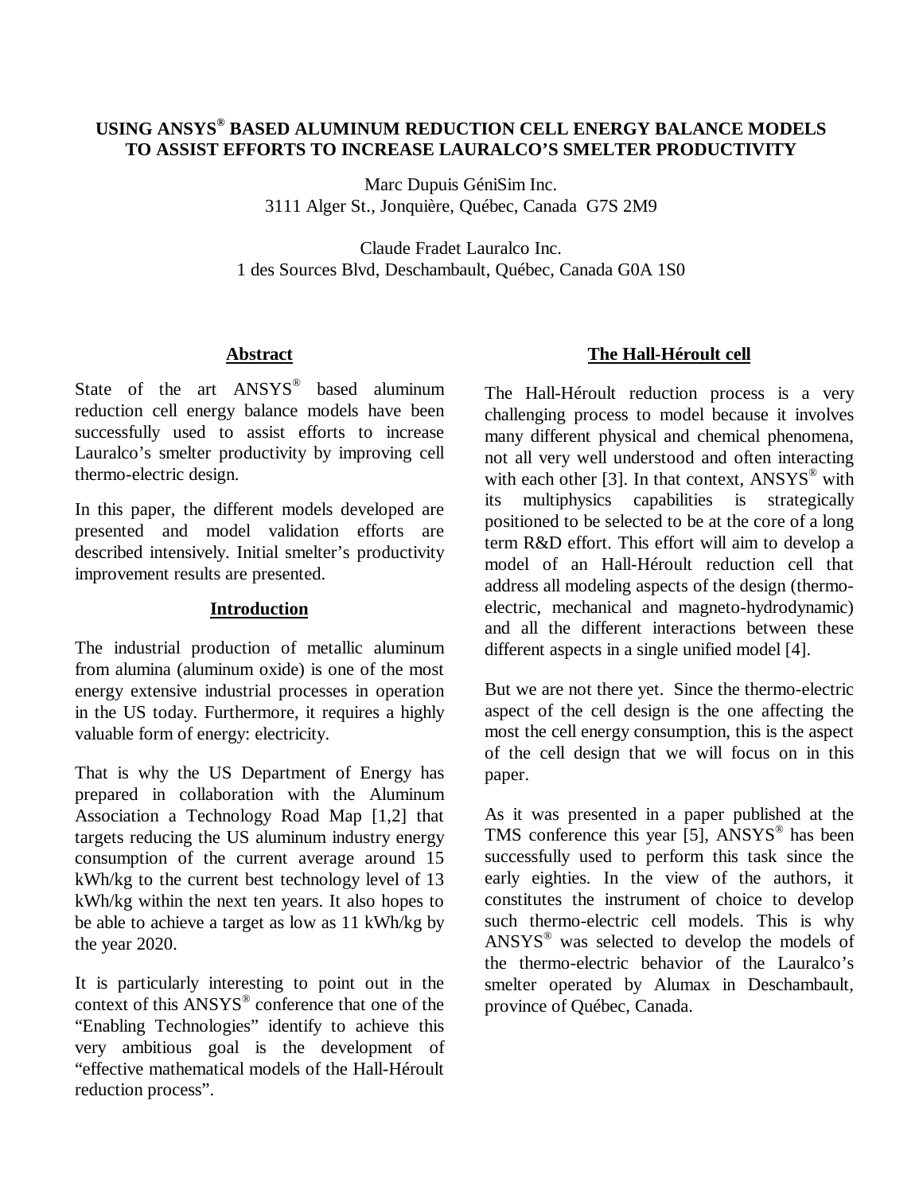# USING ANSYS® BASED ALUMINUM REDUCTION CELL ENERGY BALANCE MODELS TO ASSIST EFFORTS TO INCREASE LAURALCO'S SMELTER PRODUCTIVITY

Marc Dupuis GéniSim Inc.
3111 Alger St., Jonquière, Québec, Canada G7S 2M9

Claude Fradet Lauralco Inc.
1 des Sources Blvd, Deschambault, Québec, Canada G0A 1S0

## Abstract

State of the art ANSYS® based aluminum reduction cell energy balance models have been successfully used to assist efforts to increase Lauralco's smelter productivity by improving cell thermo-electric design.

In this paper, the different models developed are presented and model validation efforts are described intensively. Initial smelter's productivity improvement results are presented.

## Introduction

The industrial production of metallic aluminum from alumina (aluminum oxide) is one of the most energy extensive industrial processes in operation in the US today. Furthermore, it requires a highly valuable form of energy: electricity.

That is why the US Department of Energy has prepared in collaboration with the Aluminum Association a Technology Road Map [1,2] that targets reducing the US aluminum industry energy consumption of the current average around 15 kWh/kg to the current best technology level of 13 kWh/kg within the next ten years. It also hopes to be able to achieve a target as low as 11 kWh/kg by the year 2020.

It is particularly interesting to point out in the context of this ANSYS® conference that one of the "Enabling Technologies" identify to achieve this very ambitious goal is the development of "effective mathematical models of the Hall-Héroult reduction process".

## The Hall-Héroult cell

The Hall-Héroult reduction process is a very challenging process to model because it involves many different physical and chemical phenomena, not all very well understood and often interacting with each other [3]. In that context, ANSYS® with its multiphysics capabilities is strategically positioned to be selected to be at the core of a long term R&D effort. This effort will aim to develop a model of an Hall-Héroult reduction cell that address all modeling aspects of the design (thermo-electric, mechanical and magneto-hydrodynamic) and all the different interactions between these different aspects in a single unified model [4].

But we are not there yet. Since the thermo-electric aspect of the cell design is the one affecting the most the cell energy consumption, this is the aspect of the cell design that we will focus on in this paper.

As it was presented in a paper published at the TMS conference this year [5], ANSYS® has been successfully used to perform this task since the early eighties. In the view of the authors, it constitutes the instrument of choice to develop such thermo-electric cell models. This is why ANSYS® was selected to develop the models of the thermo-electric behavior of the Lauralco's smelter operated by Alumax in Deschambault, province of Québec, Canada.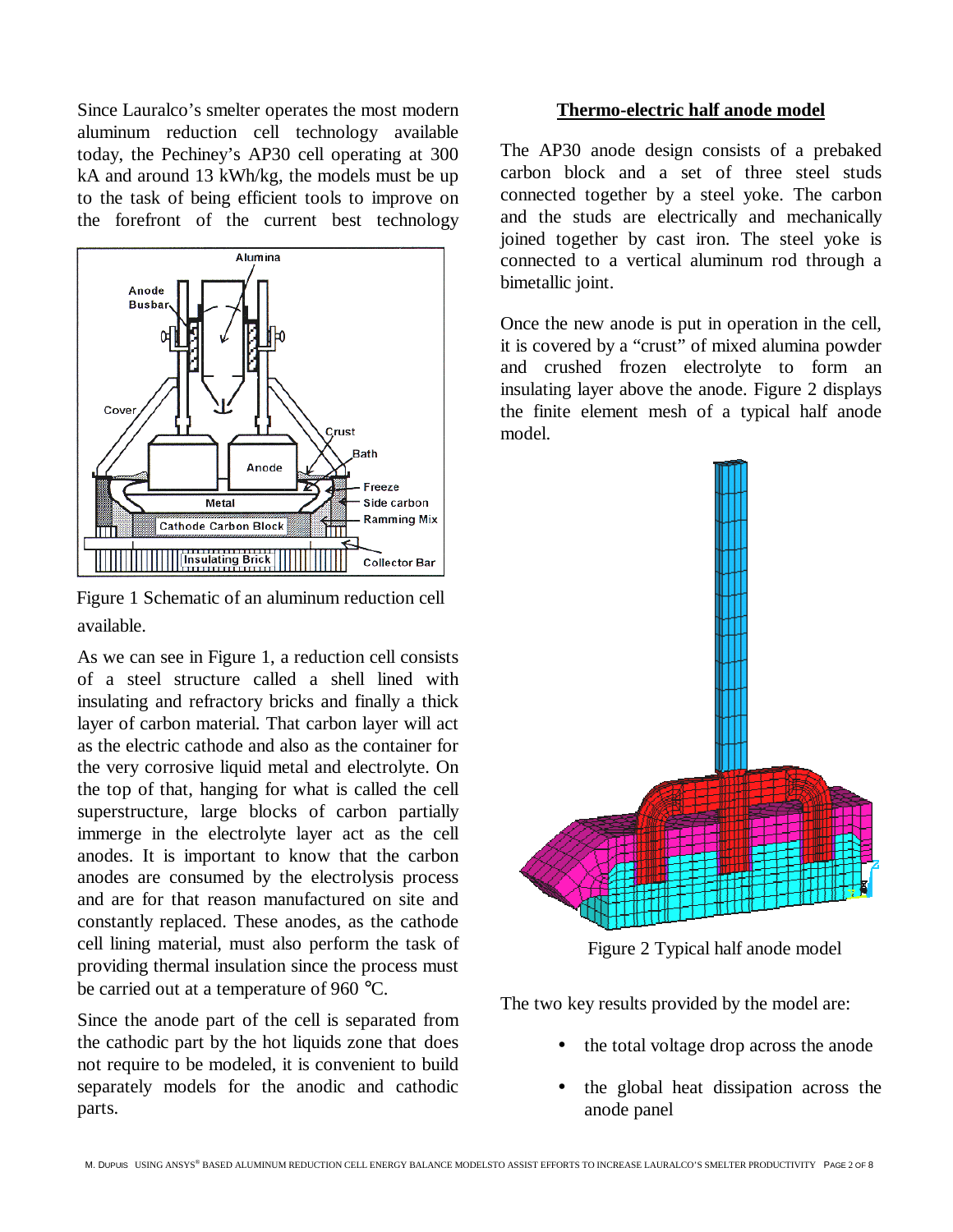Since Lauralco's smelter operates the most modern aluminum reduction cell technology available today, the Pechiney's AP30 cell operating at 300 kA and around 13 kWh/kg, the models must be up to the task of being efficient tools to improve on the forefront of the current best technology available.

Figure 1 Schematic of an aluminum reduction cell

As we can see in Figure 1, a reduction cell consists of a steel structure called a shell lined with insulating and refractory bricks and finally a thick layer of carbon material. That carbon layer will act as the electric cathode and also as the container for the very corrosive liquid metal and electrolyte. On the top of that, hanging for what is called the cell superstructure, large blocks of carbon partially immerge in the electrolyte layer act as the cell anodes. It is important to know that the carbon anodes are consumed by the electrolysis process and are for that reason manufactured on site and constantly replaced. These anodes, as the cathode cell lining material, must also perform the task of providing thermal insulation since the process must be carried out at a temperature of 960 °C.

Since the anode part of the cell is separated from the cathodic part by the hot liquids zone that does not require to be modeled, it is convenient to build separately models for the anodic and cathodic parts.

## Thermo-electric half anode model

The AP30 anode design consists of a prebaked carbon block and a set of three steel studs connected together by a steel yoke. The carbon and the studs are electrically and mechanically joined together by cast iron. The steel yoke is connected to a vertical aluminum rod through a bimetallic joint.

Once the new anode is put in operation in the cell, it is covered by a "crust" of mixed alumina powder and crushed frozen electrolyte to form an insulating layer above the anode. Figure 2 displays the finite element mesh of a typical half anode model.

Figure 2 Typical half anode model

The two key results provided by the model are:

- the total voltage drop across the anode
- the global heat dissipation across the anode panel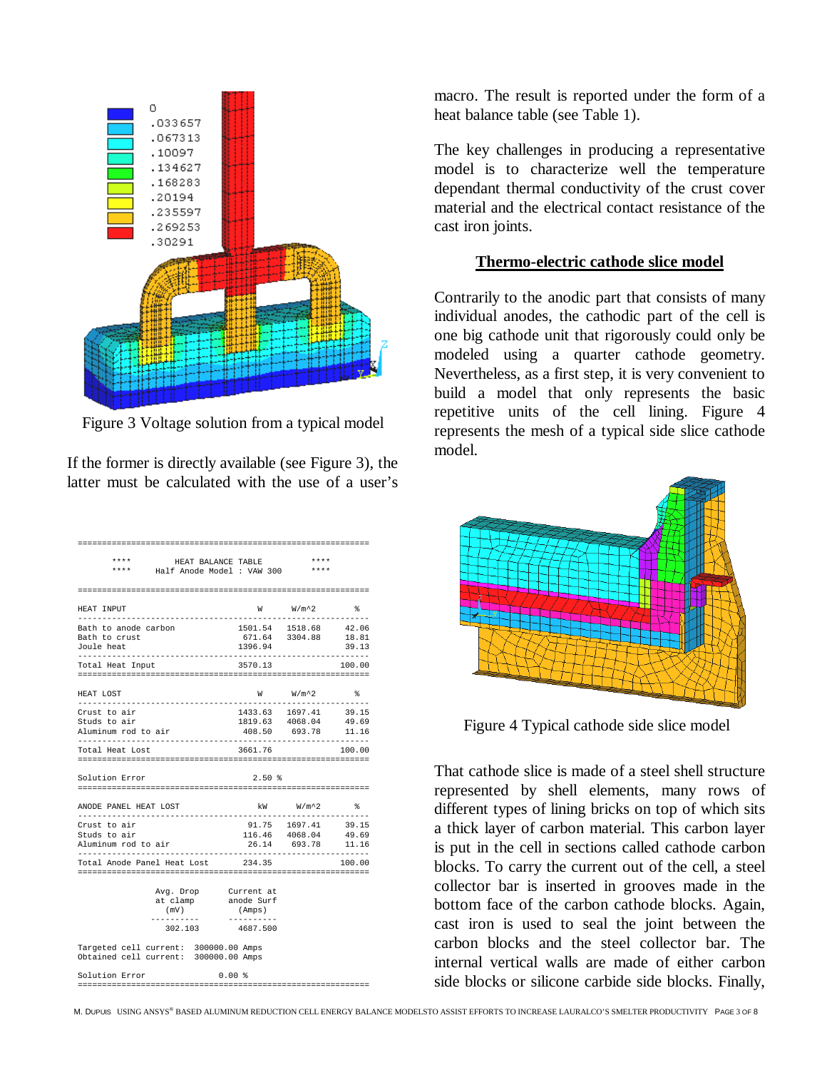Figure 3 Voltage solution from a typical model

If the former is directly available (see Figure 3), the latter must be calculated with the use of a user's macro. The result is reported under the form of a heat balance table (see Table 1).

```
==============================================================
     ****          HEAT BALANCE TABLE              ****
     ****       Half Anode Model : VAW 300         ****
==============================================================

HEAT INPUT                              W       W/m^2       %
--------------------------------------------------------------
Bath to anode carbon              1501.54     1518.68    42.06
Bath to crust                      671.64     3304.88    18.81
Joule heat                        1396.94                39.13
--------------------------------------------------------------
Total Heat Input                  3570.13               100.00
==============================================================

HEAT LOST                               W       W/m^2       %
--------------------------------------------------------------
Crust to air                      1433.63     1697.41    39.15
Studs to air                      1819.63     4068.04    49.69
Aluminum rod to air                408.50      693.78    11.16
--------------------------------------------------------------
Total Heat Lost                   3661.76               100.00
==============================================================

Solution Error                       2.50 %
==============================================================

ANODE PANEL HEAT LOST                  kW       W/m^2       %
--------------------------------------------------------------
Crust to air                        91.75     1697.41    39.15
Studs to air                       116.46     4068.04    49.69
Aluminum rod to air                 26.14      693.78    11.16
--------------------------------------------------------------
Total Anode Panel Heat Lost        234.35               100.00
==============================================================

               Avg. Drop      Current at
               at clamp       anode Surf
                 (mV)           (Amps)
              ----------     ----------
               302.103        4687.500

Targeted cell current:   300000.00 Amps
Obtained cell current:   300000.00 Amps

Solution Error               0.00 %
==============================================================
```

The key challenges in producing a representative model is to characterize well the temperature dependant thermal conductivity of the crust cover material and the electrical contact resistance of the cast iron joints.

## Thermo-electric cathode slice model

Contrarily to the anodic part that consists of many individual anodes, the cathodic part of the cell is one big cathode unit that rigorously could only be modeled using a quarter cathode geometry. Nevertheless, as a first step, it is very convenient to build a model that only represents the basic repetitive units of the cell lining. Figure 4 represents the mesh of a typical side slice cathode model.

Figure 4 Typical cathode side slice model

That cathode slice is made of a steel shell structure represented by shell elements, many rows of different types of lining bricks on top of which sits a thick layer of carbon material. This carbon layer is put in the cell in sections called cathode carbon blocks. To carry the current out of the cell, a steel collector bar is inserted in grooves made in the bottom face of the carbon cathode blocks. Again, cast iron is used to seal the joint between the carbon blocks and the steel collector bar. The internal vertical walls are made of either carbon side blocks or silicone carbide side blocks. Finally,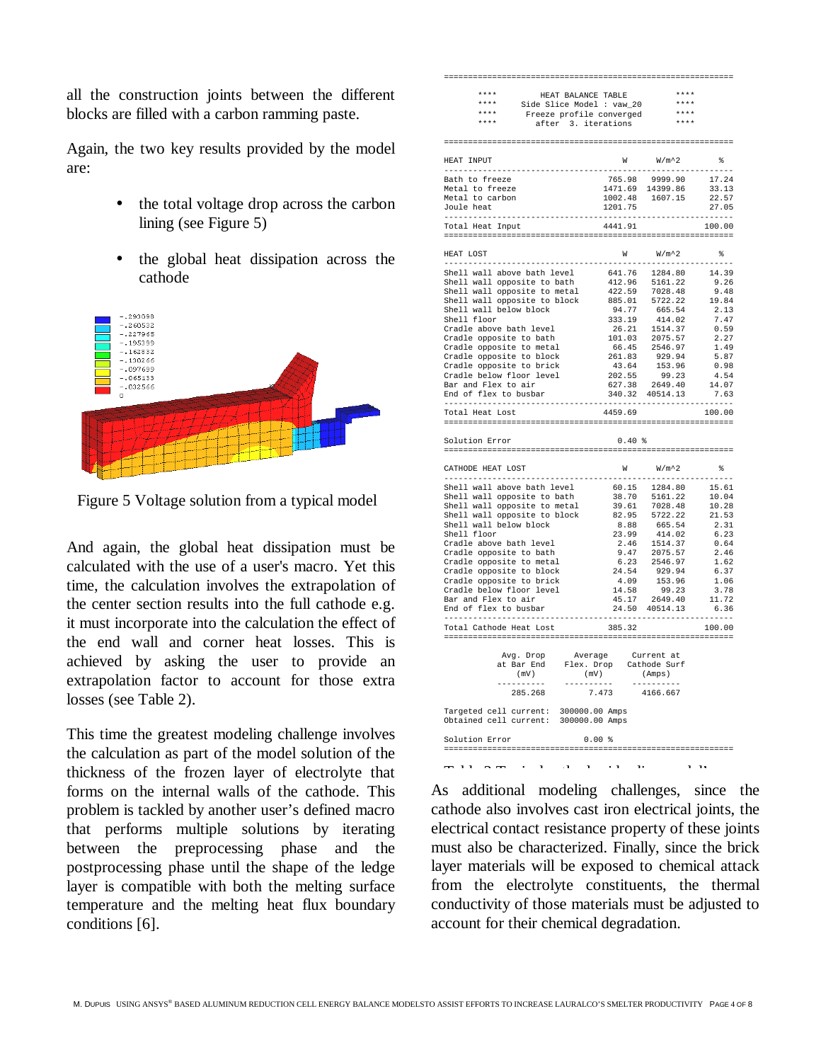all the construction joints between the different blocks are filled with a carbon ramming paste.

Again, the two key results provided by the model are:

- the total voltage drop across the carbon lining (see Figure 5)
- the global heat dissipation across the cathode

Figure 5 Voltage solution from a typical model

And again, the global heat dissipation must be calculated with the use of a user's macro. Yet this time, the calculation involves the extrapolation of the center section results into the full cathode e.g. it must incorporate into the calculation the effect of the end wall and corner heat losses. This is achieved by asking the user to provide an extrapolation factor to account for those extra losses (see Table 2).

This time the greatest modeling challenge involves the calculation as part of the model solution of the thickness of the frozen layer of electrolyte that forms on the internal walls of the cathode. This problem is tackled by another user's defined macro that performs multiple solutions by iterating between the preprocessing phase and the postprocessing phase until the shape of the ledge layer is compatible with both the melting surface temperature and the melting heat flux boundary conditions [6].

```
==========================================================
****          HEAT BALANCE TABLE              ****
****       Side Slice Model : vaw_20          ****
****      Freeze profile converged            ****
****         after  3. iterations             ****
==========================================================
HEAT INPUT                          W       W/m^2       %
----------------------------------------------------------
Bath to freeze                 765.98     9999.90    17.24
Metal to freeze               1471.69    14399.86    33.13
Metal to carbon               1002.48     1607.15    22.57
Joule heat                    1201.75                27.05
----------------------------------------------------------
Total Heat Input              4441.91               100.00
==========================================================
HEAT LOST                           W       W/m^2       %
----------------------------------------------------------
Shell wall above bath level    641.76     1284.80    14.39
Shell wall opposite to bath    412.96     5161.22     9.26
Shell wall opposite to metal   422.59     7028.48     9.48
Shell wall opposite to block   885.01     5722.22    19.84
Shell wall below block          94.77      665.54     2.13
Shell floor                    333.19      414.02     7.47
Cradle above bath level         26.21     1514.37     0.59
Cradle opposite to bath        101.03     2075.57     2.27
Cradle opposite to metal        66.45     2546.97     1.49
Cradle opposite to block       261.83      929.94     5.87
Cradle opposite to brick        43.64      153.96     0.98
Cradle below floor level       202.55       99.23     4.54
Bar and Flex to air            627.38     2649.40    14.07
End of flex to busbar          340.32    40514.13     7.63
----------------------------------------------------------
Total Heat Lost               4459.69               100.00
==========================================================
Solution Error                    0.40 %
==========================================================
CATHODE HEAT LOST                   W       W/m^2       %
----------------------------------------------------------
Shell wall above bath level     60.15     1284.80    15.61
Shell wall opposite to bath     38.70     5161.22    10.04
Shell wall opposite to metal    39.61     7028.48    10.28
Shell wall opposite to block    82.95     5722.22    21.53
Shell wall below block           8.88      665.54     2.31
Shell floor                     23.99      414.02     6.23
Cradle above bath level          2.46     1514.37     0.64
Cradle opposite to bath          9.47     2075.57     2.46
Cradle opposite to metal         6.23     2546.97     1.62
Cradle opposite to block        24.54      929.94     6.37
Cradle opposite to brick         4.09      153.96     1.06
Cradle below floor level        14.58       99.23     3.78
Bar and Flex to air             45.17     2649.40    11.72
End of flex to busbar           24.50    40514.13     6.36
----------------------------------------------------------
Total Cathode Heat Lost        385.32               100.00
==========================================================
       Avg. Drop      Average      Current at
       at Bar End    Flex. Drop   Cathode Surf
         (mV)          (mV)          (Amps)
       ----------    ----------    ----------
        285.268        7.473        4166.667

Targeted cell current:   300000.00 Amps
Obtained cell current:   300000.00 Amps

Solution Error                0.00 %
==========================================================
```

Table 2 Typical cathode side slice model's

As additional modeling challenges, since the cathode also involves cast iron electrical joints, the electrical contact resistance property of these joints must also be characterized. Finally, since the brick layer materials will be exposed to chemical attack from the electrolyte constituents, the thermal conductivity of those materials must be adjusted to account for their chemical degradation.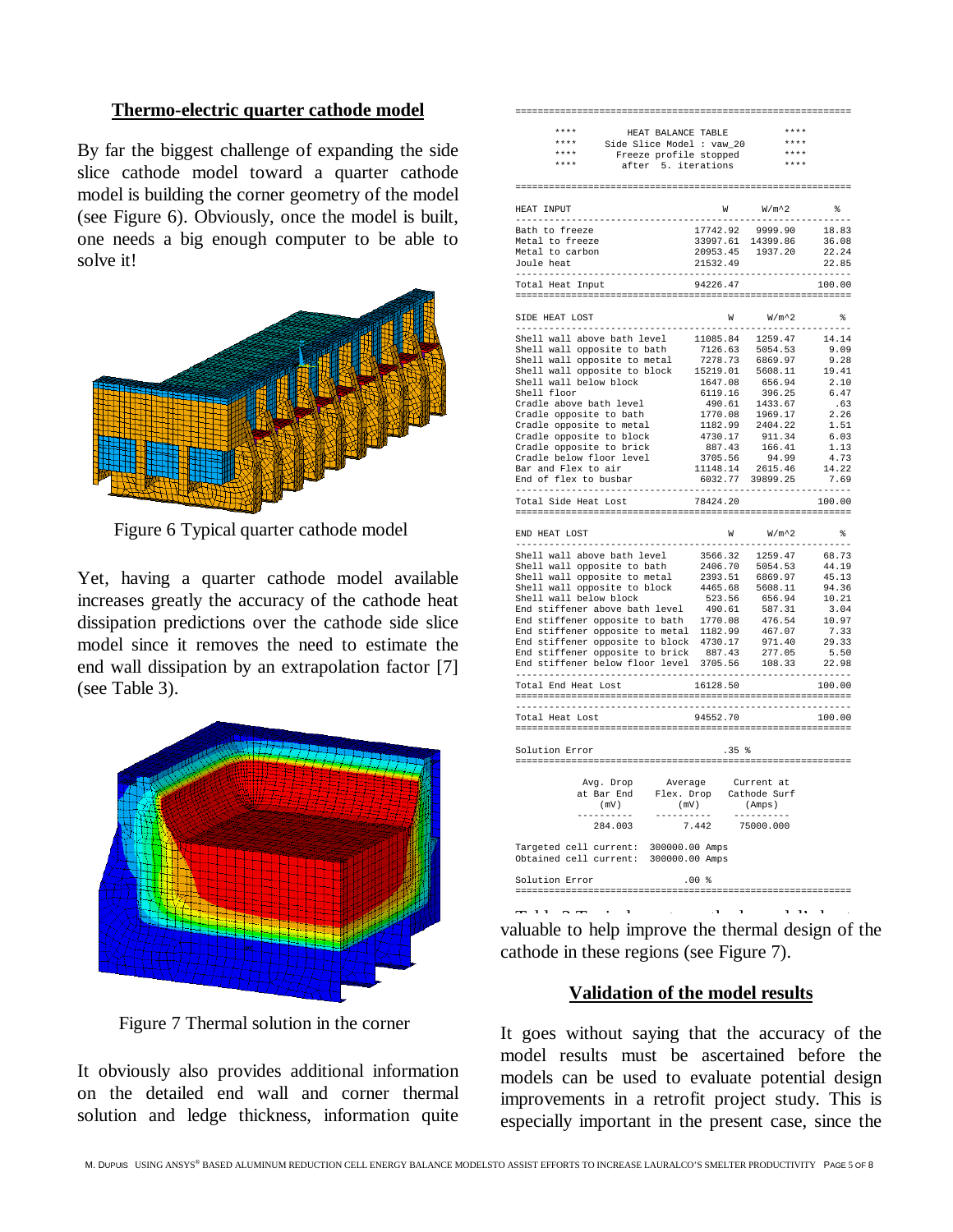## Thermo-electric quarter cathode model

By far the biggest challenge of expanding the side slice cathode model toward a quarter cathode model is building the corner geometry of the model (see Figure 6). Obviously, once the model is built, one needs a big enough computer to be able to solve it!

Figure 6 Typical quarter cathode model

Yet, having a quarter cathode model available increases greatly the accuracy of the cathode heat dissipation predictions over the cathode side slice model since it removes the need to estimate the end wall dissipation by an extrapolation factor [7] (see Table 3).

Figure 7 Thermal solution in the corner

It obviously also provides additional information on the detailed end wall and corner thermal solution and ledge thickness, information quite valuable to help improve the thermal design of the cathode in these regions (see Figure 7).

```
============================================================
  ****          HEAT BALANCE TABLE              ****
  ****       Side Slice Model : vaw_20          ****
  ****        Freeze profile stopped            ****
  ****         after  5. iterations             ****
============================================================

HEAT INPUT                            W       W/m^2        %
------------------------------------------------------------
Bath to freeze                  17742.92    9999.90    18.83
Metal to freeze                 33997.61   14399.86    36.08
Metal to carbon                 20953.45    1937.20    22.24
Joule heat                      21532.49               22.85
------------------------------------------------------------
Total Heat Input                94226.47              100.00
============================================================

SIDE HEAT LOST                        W       W/m^2        %
------------------------------------------------------------
Shell wall above bath level     11085.84    1259.47    14.14
Shell wall opposite to bath      7126.63    5054.53     9.09
Shell wall opposite to metal     7278.73    6869.97     9.28
Shell wall opposite to block    15219.01    5608.11    19.41
Shell wall below block           1647.08     656.94     2.10
Shell floor                      6119.16     396.25     6.47
Cradle above bath level           490.61    1433.67      .63
Cradle opposite to bath          1770.08    1969.17     2.26
Cradle opposite to metal         1182.99    2404.22     1.51
Cradle opposite to block         4730.17     911.34     6.03
Cradle opposite to brick          887.43     166.41     1.13
Cradle below floor level         3705.56      94.99     4.73
Bar and Flex to air             11148.14    2615.46    14.22
End of flex to busbar            6032.77   39899.25     7.69
------------------------------------------------------------
Total Side Heat Lost            78424.20              100.00
============================================================

END HEAT LOST                         W       W/m^2        %
------------------------------------------------------------
Shell wall above bath level      3566.32    1259.47    68.73
Shell wall opposite to bath      2406.70    5054.53    44.19
Shell wall opposite to metal     2393.51    6869.97    45.13
Shell wall opposite to block     4465.68    5608.11    94.36
Shell wall below block            523.56     656.94    10.21
End stiffener above bath level    490.61     587.31     3.04
End stiffener opposite to bath   1770.08     476.54    10.97
End stiffener opposite to metal  1182.99     467.07     7.33
End stiffener opposite to block  4730.17     971.40    29.33
End stiffener opposite to brick   887.43     277.05     5.50
End stiffener below floor level  3705.56     108.33    22.98
------------------------------------------------------------
Total End Heat Lost             16128.50              100.00
============================================================
------------------------------------------------------------
Total Heat Lost                 94552.70              100.00
============================================================

Solution Error                             .35 %
============================================================

            Avg. Drop       Average      Current at
            at Bar End    Flex. Drop    Cathode Surf
              (mV)           (mV)          (Amps)
           ----------    ----------     ----------
             284.003         7.442       75000.000

Targeted cell current:   300000.00 Amps
Obtained cell current:   300000.00 Amps

Solution Error                 .00 %
============================================================
```

Table 3 Typical quarter cathode model's heat balance

## Validation of the model results

It goes without saying that the accuracy of the model results must be ascertained before the models can be used to evaluate potential design improvements in a retrofit project study. This is especially important in the present case, since the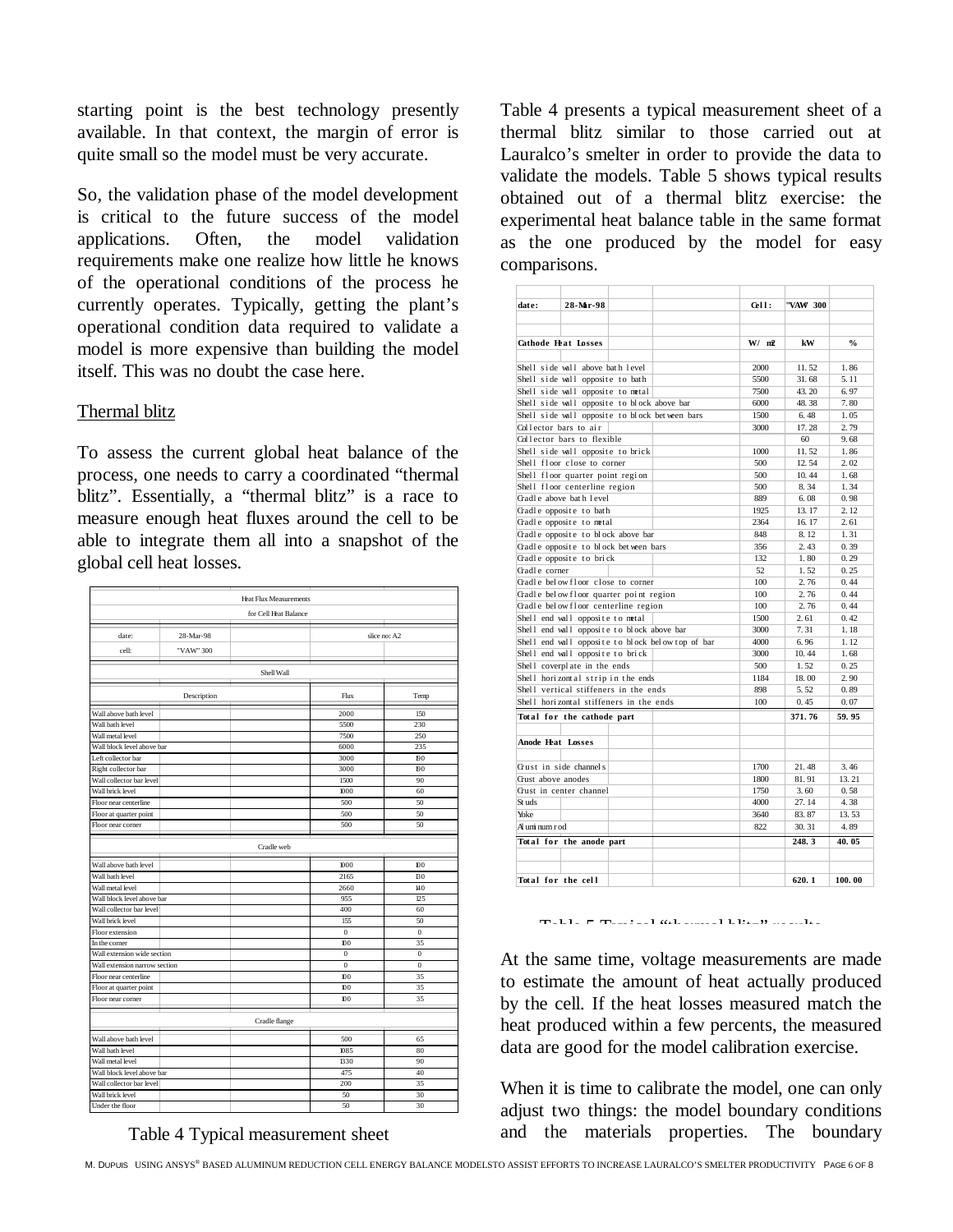starting point is the best technology presently available. In that context, the margin of error is quite small so the model must be very accurate.

So, the validation phase of the model development is critical to the future success of the model applications. Often, the model validation requirements make one realize how little he knows of the operational conditions of the process he currently operates. Typically, getting the plant's operational condition data required to validate a model is more expensive than building the model itself. This was no doubt the case here.

Thermal blitz

To assess the current global heat balance of the process, one needs to carry a coordinated "thermal blitz". Essentially, a "thermal blitz" is a race to measure enough heat fluxes around the cell to be able to integrate them all into a snapshot of the global cell heat losses.

| Heat Flux Measurements for Cell Heat Balance | | | |
|---|---|---|---|
| date: | 28-Mar-98 | slice no: A2 | |
| cell: | "VAW" 300 | | |
| **Shell Wall** | | | |
| Description | | Flux | Temp |
| Wall above bath level | | 2000 | 150 |
| Wall bath level | | 5500 | 230 |
| Wall metal level | | 7500 | 250 |
| Wall block level above bar | | 6000 | 235 |
| Left collector bar | | 3000 | 190 |
| Right collector bar | | 3000 | 190 |
| Wall collector bar level | | 1500 | 90 |
| Wall brick level | | 1000 | 60 |
| Floor near centerline | | 500 | 50 |
| Floor at quarter point | | 500 | 50 |
| Floor near corner | | 500 | 50 |
| **Cradle web** | | | |
| Wall above bath level | | 1000 | 100 |
| Wall bath level | | 2165 | 130 |
| Wall metal level | | 2660 | 140 |
| Wall block level above bar | | 955 | 125 |
| Wall collector bar level | | 400 | 60 |
| Wall brick level | | 155 | 50 |
| Floor extension | | 0 | 0 |
| In the corner | | 100 | 35 |
| Wall extension wide section | | 0 | 0 |
| Wall extension narrow section | | 0 | 0 |
| Floor near centerline | | 100 | 35 |
| Floor at quarter point | | 100 | 35 |
| Floor near corner | | 100 | 35 |
| **Cradle flange** | | | |
| Wall above bath level | | 500 | 65 |
| Wall bath level | | 1085 | 80 |
| Wall metal level | | 1330 | 90 |
| Wall block level above bar | | 475 | 40 |
| Wall collector bar level | | 200 | 35 |
| Wall brick level | | 50 | 30 |
| Under the floor | | 50 | 30 |

Table 4 Typical measurement sheet

Table 4 presents a typical measurement sheet of a thermal blitz similar to those carried out at Lauralco's smelter in order to provide the data to validate the models. Table 5 shows typical results obtained out of a thermal blitz exercise: the experimental heat balance table in the same format as the one produced by the model for easy comparisons.

| date: 28-Mar-98 | Cell: | "VAW" 300 | |
|---|---|---|---|
| **Cathode Heat Losses** | W/m2 | kW | % |
| Shell side wall above bath level | 2000 | 11.52 | 1.86 |
| Shell side wall opposite to bath | 5500 | 31.68 | 5.11 |
| Shell side wall opposite to metal | 7500 | 43.20 | 6.97 |
| Shell side wall opposite to block above bar | 6000 | 48.38 | 7.80 |
| Shell side wall opposite to block between bars | 1500 | 6.48 | 1.05 |
| Collector bars to air | 3000 | 17.28 | 2.79 |
| Collector bars to flexible | | 60 | 9.68 |
| Shell side wall opposite to brick | 1000 | 11.52 | 1.86 |
| Shell floor close to corner | 500 | 12.54 | 2.02 |
| Shell floor quarter point region | 500 | 10.44 | 1.68 |
| Shell floor centerline region | 500 | 8.34 | 1.34 |
| Cradle above bath level | 889 | 6.08 | 0.98 |
| Cradle opposite to bath | 1925 | 13.17 | 2.12 |
| Cradle opposite to metal | 2364 | 16.17 | 2.61 |
| Cradle opposite to block above bar | 848 | 8.12 | 1.31 |
| Cradle opposite to block between bars | 356 | 2.43 | 0.39 |
| Cradle opposite to brick | 132 | 1.80 | 0.29 |
| Cradle corner | 52 | 1.52 | 0.25 |
| Cradle below floor close to corner | 100 | 2.76 | 0.44 |
| Cradle below floor quarter point region | 100 | 2.76 | 0.44 |
| Cradle below floor centerline region | 100 | 2.76 | 0.44 |
| Shell end wall opposite to metal | 1500 | 2.61 | 0.42 |
| Shell end wall opposite to block above bar | 3000 | 7.31 | 1.18 |
| Shell end wall opposite to block below top of bar | 4000 | 6.96 | 1.12 |
| Shell end wall opposite to brick | 3000 | 10.44 | 1.68 |
| Shell coverplate in the ends | 500 | 1.52 | 0.25 |
| Shell horizontal strip in the ends | 1184 | 18.00 | 2.90 |
| Shell vertical stiffeners in the ends | 898 | 5.52 | 0.89 |
| Shell horizontal stiffeners in the ends | 100 | 0.45 | 0.07 |
| **Total for the cathode part** | | **371.76** | **59.95** |
| **Anode Heat Losses** | | | |
| Crust in side channels | 1700 | 21.48 | 3.46 |
| Crust above anodes | 1800 | 81.91 | 13.21 |
| Crust in center channel | 1750 | 3.60 | 0.58 |
| Studs | 4000 | 27.14 | 4.38 |
| Yoke | 3640 | 83.87 | 13.53 |
| Aluminum rod | 822 | 30.31 | 4.89 |
| **Total for the anode part** | | **248.3** | **40.05** |
| **Total for the cell** | | **620.1** | **100.00** |

Table 5 Typical "thermal blitz" results

At the same time, voltage measurements are made to estimate the amount of heat actually produced by the cell. If the heat losses measured match the heat produced within a few percents, the measured data are good for the model calibration exercise.

When it is time to calibrate the model, one can only adjust two things: the model boundary conditions and the materials properties. The boundary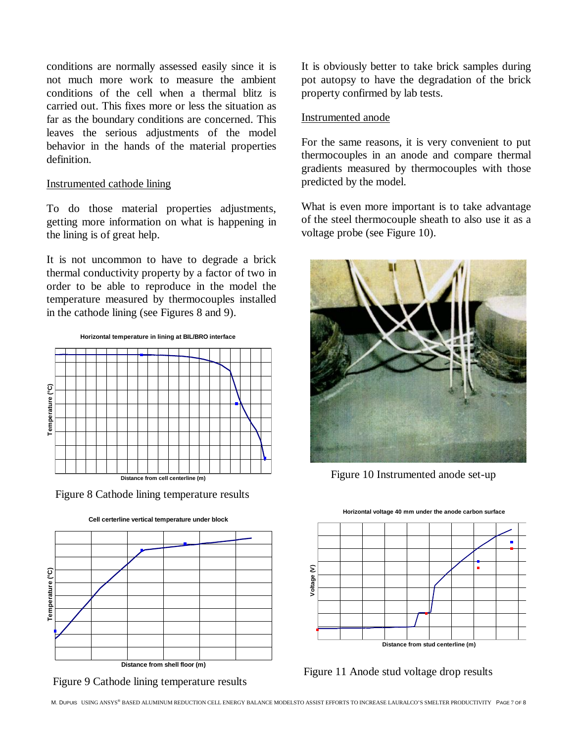conditions are normally assessed easily since it is not much more work to measure the ambient conditions of the cell when a thermal blitz is carried out. This fixes more or less the situation as far as the boundary conditions are concerned. This leaves the serious adjustments of the model behavior in the hands of the material properties definition.

### Instrumented cathode lining

To do those material properties adjustments, getting more information on what is happening in the lining is of great help.

It is not uncommon to have to degrade a brick thermal conductivity property by a factor of two in order to be able to reproduce in the model the temperature measured by thermocouples installed in the cathode lining (see Figures 8 and 9).

Figure 8 Cathode lining temperature results

Figure 9 Cathode lining temperature results

It is obviously better to take brick samples during pot autopsy to have the degradation of the brick property confirmed by lab tests.

### Instrumented anode

For the same reasons, it is very convenient to put thermocouples in an anode and compare thermal gradients measured by thermocouples with those predicted by the model.

What is even more important is to take advantage of the steel thermocouple sheath to also use it as a voltage probe (see Figure 10).

Figure 10 Instrumented anode set-up

Figure 11 Anode stud voltage drop results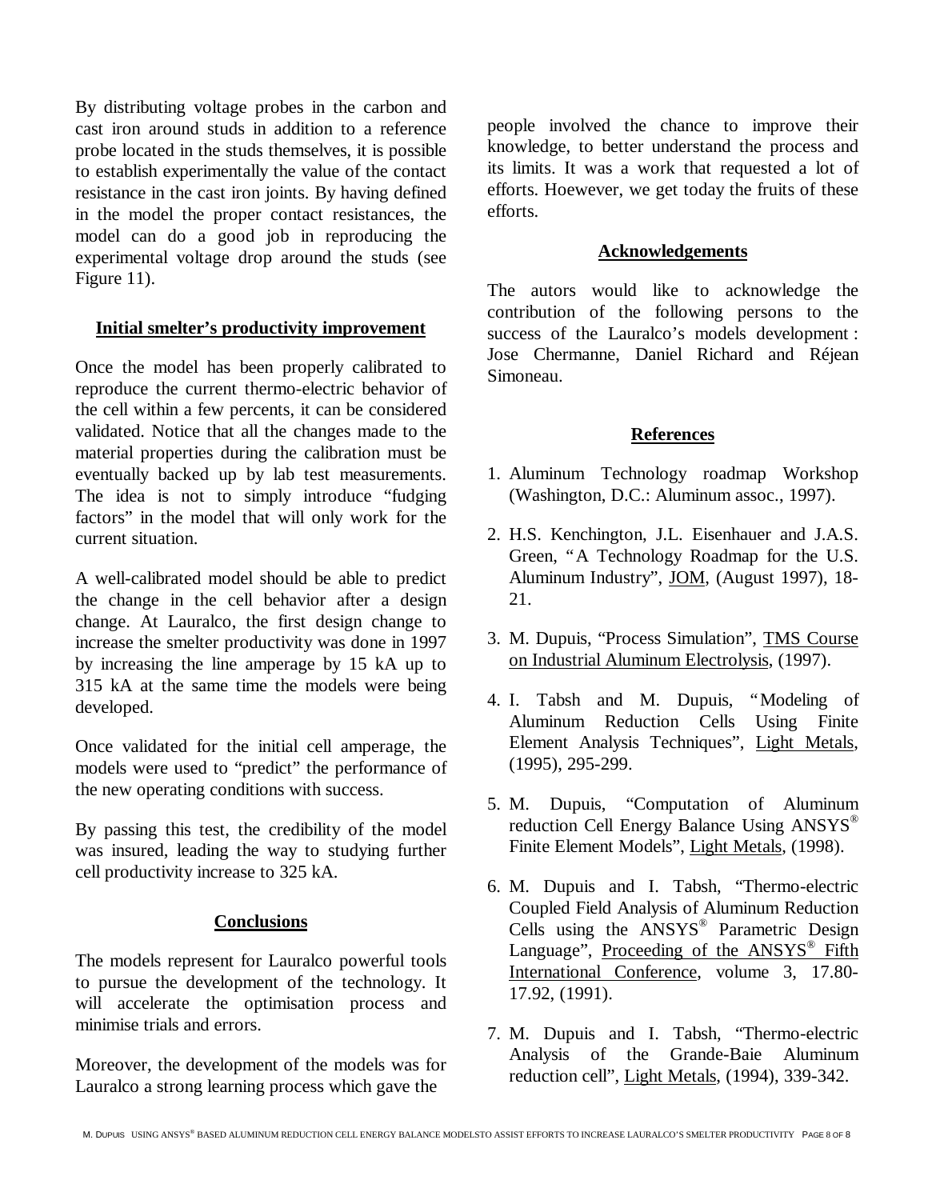By distributing voltage probes in the carbon and cast iron around studs in addition to a reference probe located in the studs themselves, it is possible to establish experimentally the value of the contact resistance in the cast iron joints. By having defined in the model the proper contact resistances, the model can do a good job in reproducing the experimental voltage drop around the studs (see Figure 11).

## Initial smelter's productivity improvement

Once the model has been properly calibrated to reproduce the current thermo-electric behavior of the cell within a few percents, it can be considered validated. Notice that all the changes made to the material properties during the calibration must be eventually backed up by lab test measurements. The idea is not to simply introduce "fudging factors" in the model that will only work for the current situation.

A well-calibrated model should be able to predict the change in the cell behavior after a design change. At Lauralco, the first design change to increase the smelter productivity was done in 1997 by increasing the line amperage by 15 kA up to 315 kA at the same time the models were being developed.

Once validated for the initial cell amperage, the models were used to "predict" the performance of the new operating conditions with success.

By passing this test, the credibility of the model was insured, leading the way to studying further cell productivity increase to 325 kA.

## Conclusions

The models represent for Lauralco powerful tools to pursue the development of the technology. It will accelerate the optimisation process and minimise trials and errors.

Moreover, the development of the models was for Lauralco a strong learning process which gave the people involved the chance to improve their knowledge, to better understand the process and its limits. It was a work that requested a lot of efforts. Hoewever, we get today the fruits of these efforts.

## Acknowledgements

The autors would like to acknowledge the contribution of the following persons to the success of the Lauralco's models development : Jose Chermanne, Daniel Richard and Réjean Simoneau.

## References

1. Aluminum Technology roadmap Workshop (Washington, D.C.: Aluminum assoc., 1997).
2. H.S. Kenchington, J.L. Eisenhauer and J.A.S. Green, "A Technology Roadmap for the U.S. Aluminum Industry", JOM, (August 1997), 18-21.
3. M. Dupuis, "Process Simulation", TMS Course on Industrial Aluminum Electrolysis, (1997).
4. I. Tabsh and M. Dupuis, "Modeling of Aluminum Reduction Cells Using Finite Element Analysis Techniques", Light Metals, (1995), 295-299.
5. M. Dupuis, "Computation of Aluminum reduction Cell Energy Balance Using ANSYS® Finite Element Models", Light Metals, (1998).
6. M. Dupuis and I. Tabsh, "Thermo-electric Coupled Field Analysis of Aluminum Reduction Cells using the ANSYS® Parametric Design Language", Proceeding of the ANSYS® Fifth International Conference, volume 3, 17.80-17.92, (1991).
7. M. Dupuis and I. Tabsh, "Thermo-electric Analysis of the Grande-Baie Aluminum reduction cell", Light Metals, (1994), 339-342.